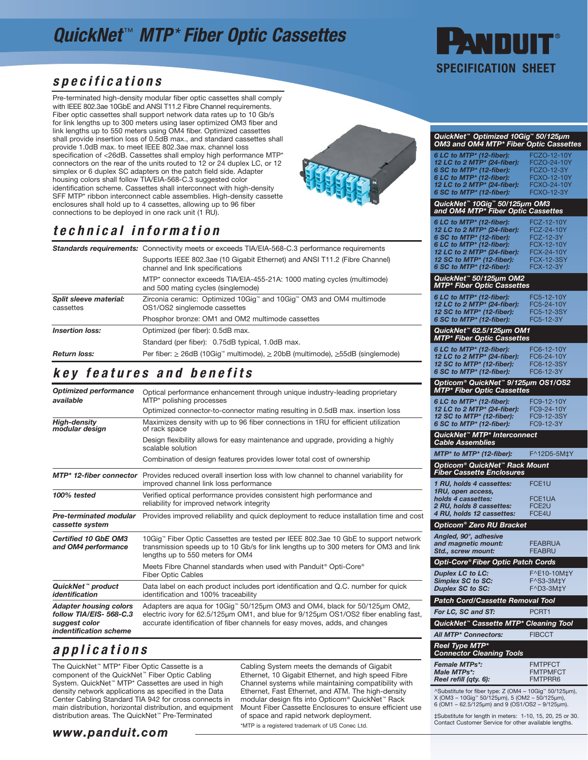# QuickNet™ MTP* Fiber Optic Cassettes

**PANDUIT®**
**SPECIFICATION SHEET**

## specifications

Pre-terminated high-density modular fiber optic cassettes shall comply with IEEE 802.3ae 10GbE and ANSI T11.2 Fibre Channel requirements. Fiber optic cassettes shall support network data rates up to 10 Gb/s for link lengths up to 300 meters using laser optimized OM3 fiber and link lengths up to 550 meters using OM4 fiber. Optimized cassettes shall provide insertion loss of 0.5dB max., and standard cassettes shall provide 1.0dB max. to meet IEEE 802.3ae max. channel loss specification of <26dB. Cassettes shall employ high performance MTP* connectors on the rear of the units routed to 12 or 24 duplex LC, or 12 simplex or 6 duplex SC adapters on the patch field side. Adapter housing colors shall follow TIA/EIA-568-C.3 suggested color identification scheme. Cassettes shall interconnect with high-density SFF MTP* ribbon interconnect cable assemblies. High-density cassette enclosures shall hold up to 4 cassettes, allowing up to 96 fiber connections to be deployed in one rack unit (1 RU).

## technical information

| | |
|---|---|
| ***Standards requirements:*** | Connectivity meets or exceeds TIA/EIA-568-C.3 performance requirements |
| | Supports IEEE 802.3ae (10 Gigabit Ethernet) and ANSI T11.2 (Fibre Channel) channel and link specifications |
| | MTP* connector exceeds TIA/EIA-455-21A: 1000 mating cycles (multimode) and 500 mating cycles (singlemode) |
| ***Split sleeve material:*** cassettes | Zirconia ceramic: Optimized 10Gig™ and 10Gig™ OM3 and OM4 multimode OS1/OS2 singlemode cassettes |
| | Phosphor bronze: OM1 and OM2 multimode cassettes |
| ***Insertion loss:*** | Optimized (per fiber): 0.5dB max. |
| | Standard (per fiber): 0.75dB typical, 1.0dB max. |
| ***Return loss:*** | Per fiber: ≥ 26dB (10Gig™ multimode), ≥ 20bB (multimode), ≥55dB (singlemode) |

## key features and benefits

| | |
|---|---|
| ***Optimized performance available*** | Optical performance enhancement through unique industry-leading proprietary MTP* polishing processes |
| | Optimized connector-to-connector mating resulting in 0.5dB max. insertion loss |
| ***High-density modular design*** | Maximizes density with up to 96 fiber connections in 1RU for efficient utilization of rack space |
| | Design flexibility allows for easy maintenance and upgrade, providing a highly scalable solution |
| | Combination of design features provides lower total cost of ownership |
| ***MTP* 12-fiber connector*** | Provides reduced overall insertion loss with low channel to channel variability for improved channel link loss performance |
| ***100% tested*** | Verified optical performance provides consistent high performance and reliability for improved network integrity |
| ***Pre-terminated modular cassette system*** | Provides improved reliability and quick deployment to reduce installation time and cost |
| ***Certified 10 GbE OM3 and OM4 performance*** | 10Gig™ Fiber Optic Cassettes are tested per IEEE 802.3ae 10 GbE to support network transmission speeds up to 10 Gb/s for link lengths up to 300 meters for OM3 and link lengths up to 550 meters for OM4 |
| | Meets Fibre Channel standards when used with Panduit® Opti-Core® Fiber Optic Cables |
| ***QuickNet™ product identification*** | Data label on each product includes port identification and Q.C. number for quick identification and 100% traceability |
| ***Adapter housing colors follow TIA/EIS- 568-C.3 suggest color indentification scheme*** | Adapters are aqua for 10Gig™ 50/125µm OM3 and OM4, black for 50/125µm OM2, electric ivory for 62.5/125µm OM1, and blue for 9/125µm OS1/OS2 fiber enabling fast, accurate identification of fiber channels for easy moves, adds, and changes |

## applications

The QuickNet™ MTP* Fiber Optic Cassette is a component of the QuickNet™ Fiber Optic Cabling System. QuickNet™ MTP* Cassettes are used in high density network applications as specified in the Data Center Cabling Standard TIA 942 for cross connects in main distribution, horizontal distribution, and equipment distribution areas. The QuickNet™ Pre-Terminated Cabling System meets the demands of Gigabit Ethernet, 10 Gigabit Ethernet, and high speed Fibre Channel systems while maintaining compatibility with Ethernet, Fast Ethernet, and ATM. The high-density modular design fits into Opticom® QuickNet™ Rack Mount Fiber Cassette Enclosures to ensure efficient use of space and rapid network deployment.

*MTP is a registered trademark of US Conec Ltd.

| | |
|---|---|
| ***QuickNet™ Optimized 10Gig™ 50/125µm OM3 and OM4 MTP* Fiber Optic Cassettes*** | |
| *6 LC to MTP* (12-fiber):* | FCZO-12-10Y |
| *12 LC to 2 MTP* (24-fiber):* | FCZO-24-10Y |
| *6 SC to MTP* (12-fiber):* | FCZO-12-3Y |
| *6 LC to MTP* (12-fiber):* | FCXO-12-10Y |
| *12 LC to 2 MTP* (24-fiber):* | FCXO-24-10Y |
| *6 SC to MTP* (12-fiber):* | FCXO-12-3Y |
| ***QuickNet™ 10Gig™ 50/125µm OM3 and OM4 MTP* Fiber Optic Cassettes*** | |
| *6 LC to MTP* (12-fiber):* | FCZ-12-10Y |
| *12 LC to 2 MTP* (24-fiber):* | FCZ-24-10Y |
| *6 SC to MTP* (12-fiber):* | FCZ-12-3Y |
| *6 LC to MTP* (12-fiber):* | FCX-12-10Y |
| *12 LC to 2 MTP* (24-fiber):* | FCX-24-10Y |
| *12 SC to MTP* (12-fiber):* | FCX-12-3SY |
| *6 SC to MTP* (12-fiber):* | FCX-12-3Y |
| ***QuickNet™ 50/125µm OM2 MTP* Fiber Optic Cassettes*** | |
| *6 LC to MTP* (12-fiber):* | FC5-12-10Y |
| *12 LC to 2 MTP* (24-fiber):* | FC5-24-10Y |
| *12 SC to MTP* (12-fiber):* | FC5-12-3SY |
| *6 SC to MTP* (12-fiber):* | FC5-12-3Y |
| ***QuickNet™ 62.5/125µm OM1 MTP* Fiber Optic Cassettes*** | |
| *6 LC to MTP* (12-fiber):* | FC6-12-10Y |
| *12 LC to 2 MTP* (24-fiber):* | FC6-24-10Y |
| *12 SC to MTP* (12-fiber):* | FC6-12-3SY |
| *6 SC to MTP* (12-fiber):* | FC6-12-3Y |
| ***Opticom® QuickNet™ 9/125µm OS1/OS2 MTP* Fiber Optic Cassettes*** | |
| *6 LC to MTP* (12-fiber):* | FC9-12-10Y |
| *12 LC to 2 MTP* (24-fiber):* | FC9-24-10Y |
| *12 SC to MTP* (12-fiber):* | FC9-12-3SY |
| *6 SC to MTP* (12-fiber):* | FC9-12-3Y |
| ***QuickNet™ MTP* Interconnect Cable Assemblies*** | |
| *MTP* to MTP* (12-fiber):* | F^12D5-5M‡Y |
| ***Opticom® QuickNet™ Rack Mount Fiber Cassette Enclosures*** | |
| *1 RU, holds 4 cassettes:* | FCE1U |
| *1RU, open access, holds 4 cassettes:* | FCE1UA |
| *2 RU, holds 8 cassettes:* | FCE2U |
| *4 RU, holds 12 cassettes:* | FCE4U |
| ***Opticom® Zero RU Bracket*** | |
| *Angled, 90°, adhesive and magnetic mount:* | FEABRUA |
| *Std., screw mount:* | FEABRU |
| ***Opti-Core® Fiber Optic Patch Cords*** | |
| *Duplex LC to LC:* | F^E10-10M‡Y |
| *Simplex SC to SC:* | F^S3-3M‡Y |
| *Duplex SC to SC:* | F^D3-3M‡Y |
| ***Patch Cord/Cassette Removal Tool*** | |
| *For LC, SC and ST:* | PCRT1 |
| ***QuickNet™ Cassette MTP* Cleaning Tool*** | |
| *All MTP* Connectors:* | FIBCCT |
| ***Reel Type MTP* Connector Cleaning Tools*** | |
| *Female MTPs*:* | FMTPFCT |
| *Male MTPs*:* | FMTPMFCT |
| *Reel refill (qty. 6):* | FMTPRR6 |

^Substitute for fiber type: Z (OM4 – 10Gig™ 50/125µm), X (OM3 – 10Gig™ 50/125µm), 5 (OM2 – 50/125µm), 6 (OM1 – 62.5/125µm) and 9 (OS1/OS2 – 9/125µm).

‡Substitute for length in meters: 1-10, 15, 20, 25 or 30. Contact Customer Service for other available lengths.

**www.panduit.com**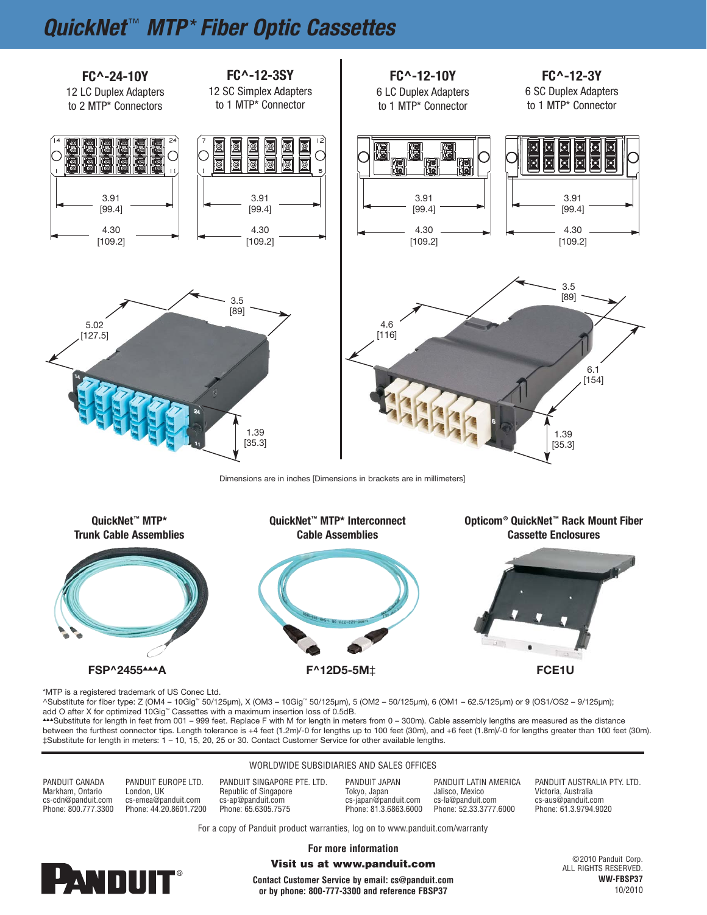# QuickNet™ MTP* Fiber Optic Cassettes

**FC^-24-10Y**
12 LC Duplex Adapters
to 2 MTP* Connectors

**FC^-12-3SY**
12 SC Simplex Adapters
to 1 MTP* Connector

**FC^-12-10Y**
6 LC Duplex Adapters
to 1 MTP* Connector

**FC^-12-3Y**
6 SC Duplex Adapters
to 1 MTP* Connector

3.91
[99.4]

4.30
[109.2]

5.02
[127.5]

3.5
[89]

1.39
[35.3]

4.6
[116]

6.1
[154]

Dimensions are in inches [Dimensions in brackets are in millimeters]

**QuickNet™ MTP* Trunk Cable Assemblies**

**FSP^2455▲▲▲A**

**QuickNet™ MTP* Interconnect Cable Assemblies**

**F^12D5-5M‡**

**Opticom® QuickNet™ Rack Mount Fiber Cassette Enclosures**

**FCE1U**

*MTP is a registered trademark of US Conec Ltd.
^Substitute for fiber type: Z (OM4 – 10Gig™ 50/125µm), X (OM3 – 10Gig™ 50/125µm), 5 (OM2 – 50/125µm), 6 (OM1 – 62.5/125µm) or 9 (OS1/OS2 – 9/125µm); add O after X for optimized 10Gig™ Cassettes with a maximum insertion loss of 0.5dB.
▲▲▲Substitute for length in feet from 001 – 999 feet. Replace F with M for length in meters from 0 – 300m). Cable assembly lengths are measured as the distance between the furthest connector tips. Length tolerance is +4 feet (1.2m)/-0 for lengths up to 100 feet (30m), and +6 feet (1.8m)/-0 for lengths greater than 100 feet (30m).
‡Substitute for length in meters: 1 – 10, 15, 20, 25 or 30. Contact Customer Service for other available lengths.

WORLDWIDE SUBSIDIARIES AND SALES OFFICES

PANDUIT CANADA
Markham, Ontario
cs-cdn@panduit.com
Phone: 800.777.3300

PANDUIT EUROPE LTD.
London, UK
cs-emea@panduit.com
Phone: 44.20.8601.7200

PANDUIT SINGAPORE PTE. LTD.
Republic of Singapore
cs-ap@panduit.com
Phone: 65.6305.7575

PANDUIT JAPAN
Tokyo, Japan
cs-japan@panduit.com
Phone: 81.3.6863.6000

PANDUIT LATIN AMERICA
Jalisco, Mexico
cs-la@panduit.com
Phone: 52.33.3777.6000

PANDUIT AUSTRALIA PTY. LTD.
Victoria, Australia
cs-aus@panduit.com
Phone: 61.3.9794.9020

For a copy of Panduit product warranties, log on to www.panduit.com/warranty

**For more information**

**Visit us at www.panduit.com**

**Contact Customer Service by email: cs@panduit.com or by phone: 800-777-3300 and reference FBSP37**

PANDUIT®

©2010 Panduit Corp.
ALL RIGHTS RESERVED.
**WW-FBSP37**
10/2010